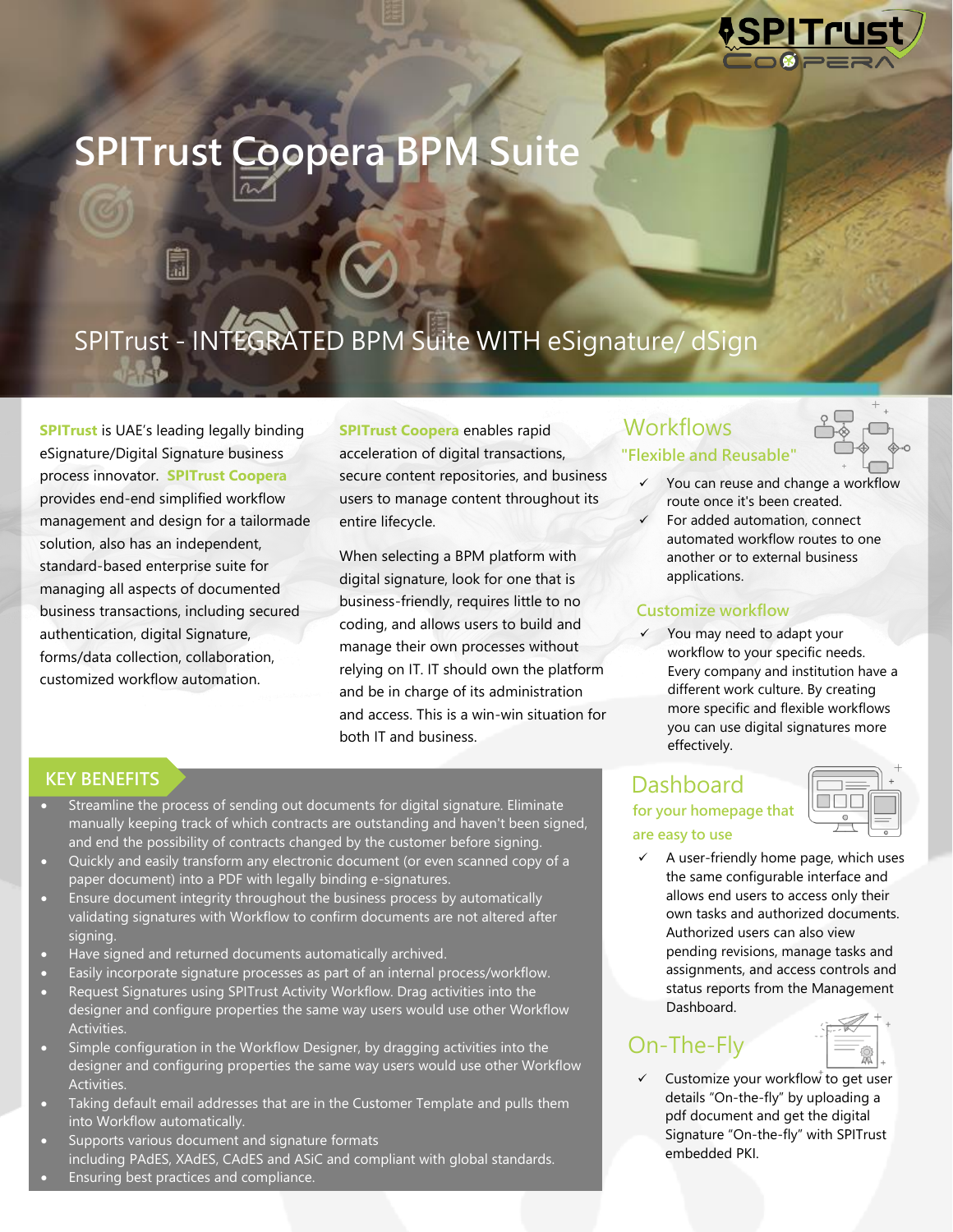# SPITrust Coopera BPM Suite

## SPITrust - INTEGRATED BPM Suite WITH eSignature/ dSign

**SPITrust** is UAE's leading legally binding eSignature/Digital Signature business process innovator. **SPITrust Coopera** provides end-end simplified workflow management and design for a tailormade solution, also has an independent, standard-based enterprise suite for managing all aspects of documented business transactions, including secured authentication, digital Signature, forms/data collection, collaboration, customized workflow automation.

**SPITrust Coopera** enables rapid acceleration of digital transactions, secure content repositories, and business users to manage content throughout its entire lifecycle.

When selecting a BPM platform with digital signature, look for one that is business-friendly, requires little to no coding, and allows users to build and manage their own processes without relying on IT. IT should own the platform and be in charge of its administration and access. This is a win-win situation for both IT and business.

## KEY BENEFITS

- Streamline the process of sending out documents for digital signature. Eliminate manually keeping track of which contracts are outstanding and haven't been signed, and end the possibility of contracts changed by the customer before signing.
- Quickly and easily transform any electronic document (or even scanned copy of a paper document) into a PDF with legally binding e-signatures.
- Ensure document integrity throughout the business process by automatically validating signatures with Workflow to confirm documents are not altered after signing.
- Have signed and returned documents automatically archived.
- Easily incorporate signature processes as part of an internal process/workflow.
- Request Signatures using SPITrust Activity Workflow. Drag activities into the designer and configure properties the same way users would use other Workflow Activities.
- Simple configuration in the Workflow Designer, by dragging activities into the designer and configuring properties the same way users would use other Workflow Activities.
- Taking default email addresses that are in the Customer Template and pulls them into Workflow automatically.
- Supports various document and signature formats including PAdES, XAdES, CAdES and ASiC and compliant with global standards.
- Ensuring best practices and compliance.

## Workflows

### "Flexible and Reusable"

- ✓ You can reuse and change a workflow route once it's been created.
- ✓ For added automation, connect automated workflow routes to one another or to external business applications.

### Customize workflow

- ✓ You may need to adapt your workflow to your specific needs. Every company and institution have a different work culture. By creating more specific and flexible workflows you can use digital signatures more effectively.

## Dashboard

### for your homepage that are easy to use

- ✓ A user-friendly home page, which uses the same configurable interface and allows end users to access only their own tasks and authorized documents. Authorized users can also view pending revisions, manage tasks and assignments, and access controls and status reports from the Management Dashboard.

## On-The-Fly

- ✓ Customize your workflow to get user details "On-the-fly" by uploading a pdf document and get the digital Signature "On-the-fly" with SPITrust embedded PKI.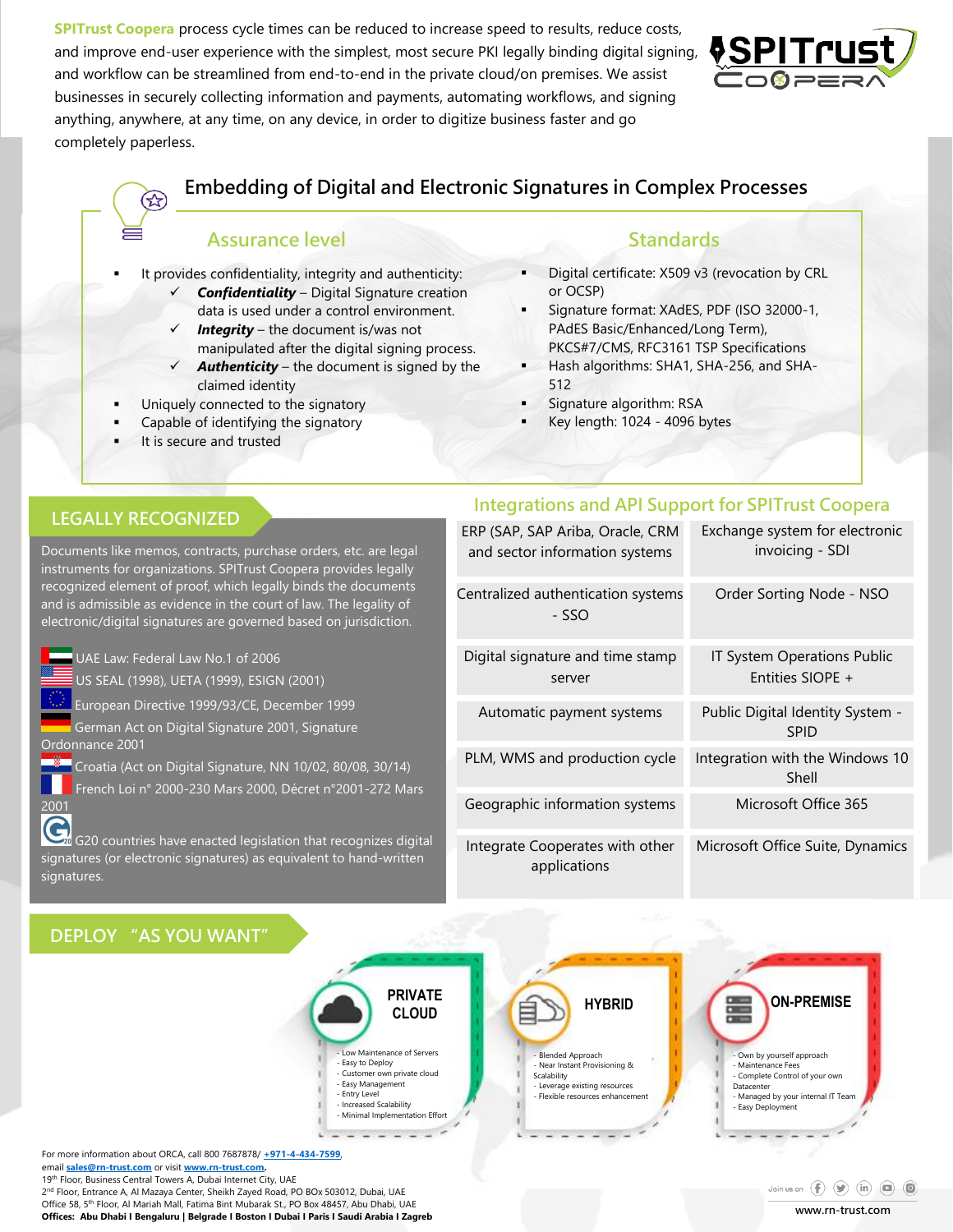**SPITrust Coopera** process cycle times can be reduced to increase speed to results, reduce costs, and improve end-user experience with the simplest, most secure PKI legally binding digital signing, and workflow can be streamlined from end-to-end in the private cloud/on premises. We assist businesses in securely collecting information and payments, automating workflows, and signing anything, anywhere, at any time, on any device, in order to digitize business faster and go completely paperless.

## Embedding of Digital and Electronic Signatures in Complex Processes

### Assurance level

- It provides confidentiality, integrity and authenticity:
  - ✓ ***Confidentiality*** – Digital Signature creation data is used under a control environment.
  - ✓ ***Integrity*** – the document is/was not manipulated after the digital signing process.
  - ✓ ***Authenticity*** – the document is signed by the claimed identity
- Uniquely connected to the signatory
- Capable of identifying the signatory
- It is secure and trusted

### Standards

- Digital certificate: X509 v3 (revocation by CRL or OCSP)
- Signature format: XAdES, PDF (ISO 32000-1, PAdES Basic/Enhanced/Long Term), PKCS#7/CMS, RFC3161 TSP Specifications
- Hash algorithms: SHA1, SHA-256, and SHA-512
- Signature algorithm: RSA
- Key length: 1024 - 4096 bytes

## LEGALLY RECOGNIZED

Documents like memos, contracts, purchase orders, etc. are legal instruments for organizations. SPITrust Coopera provides legally recognized element of proof, which legally binds the documents and is admissible as evidence in the court of law. The legality of electronic/digital signatures are governed based on jurisdiction.

- UAE Law: Federal Law No.1 of 2006
- US SEAL (1998), UETA (1999), ESIGN (2001)
- European Directive 1999/93/CE, December 1999
- German Act on Digital Signature 2001, Signature Ordonnance 2001
- Croatia (Act on Digital Signature, NN 10/02, 80/08, 30/14)
- French Loi n° 2000-230 Mars 2000, Décret n°2001-272 Mars 2001
- G20 countries have enacted legislation that recognizes digital signatures (or electronic signatures) as equivalent to hand-written signatures.

## Integrations and API Support for SPITrust Coopera

| | |
|---|---|
| ERP (SAP, SAP Ariba, Oracle, CRM and sector information systems | Exchange system for electronic invoicing - SDI |
| Centralized authentication systems - SSO | Order Sorting Node - NSO |
| Digital signature and time stamp server | IT System Operations Public Entities SIOPE + |
| Automatic payment systems | Public Digital Identity System - SPID |
| PLM, WMS and production cycle | Integration with the Windows 10 Shell |
| Geographic information systems | Microsoft Office 365 |
| Integrate Cooperates with other applications | Microsoft Office Suite, Dynamics |

## DEPLOY "AS YOU WANT"

### PRIVATE CLOUD

- Low Maintenance of Servers
- Easy to Deploy
- Customer own private cloud
- Easy Management
- Entry Level
- Increased Scalability
- Minimal Implementation Effort

### HYBRID

- Blended Approach
- Near Instant Provisioning & Scalability
- Leverage existing resources
- Flexible resources enhancement

### ON-PREMISE

- Own by yourself approach
- Maintenance Fees
- Complete Control of your own Datacenter
- Managed by your internal IT Team
- Easy Deployment

For more information about ORCA, call 800 7687878/ +971-4-434-7599, email sales@rn-trust.com or visit www.rn-trust.com.
19th Floor, Business Central Towers A, Dubai Internet City, UAE
2nd Floor, Entrance A, Al Mazaya Center, Sheikh Zayed Road, PO BOx 503012, Dubai, UAE
Office 58, 5th Floor, Al Mariah Mall, Fatima Bint Mubarak St., PO Box 48457, Abu Dhabi, UAE
**Offices: Abu Dhabi I Bengaluru I Belgrade I Boston I Dubai I Paris I Saudi Arabia I Zagreb**

Join us on

www.rn-trust.com